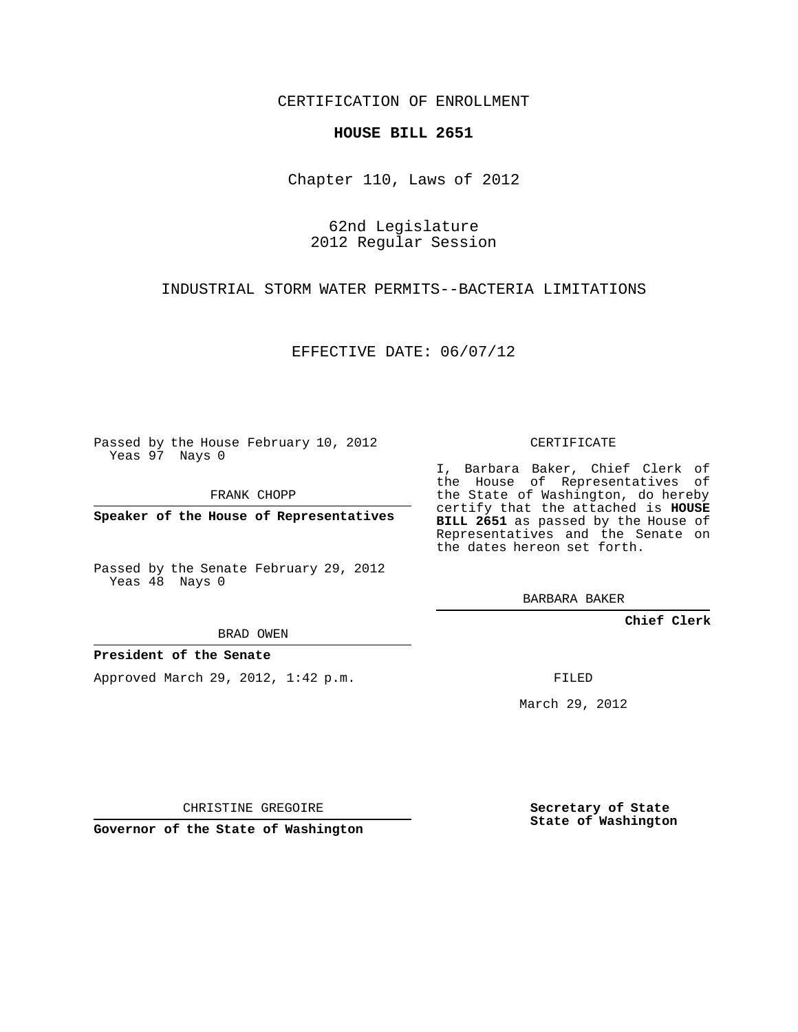CERTIFICATION OF ENROLLMENT

**HOUSE BILL 2651**

Chapter 110, Laws of 2012

62nd Legislature
2012 Regular Session

INDUSTRIAL STORM WATER PERMITS--BACTERIA LIMITATIONS

EFFECTIVE DATE: 06/07/12

Passed by the House February 10, 2012
Yeas 97 Nays 0

FRANK CHOPP

**Speaker of the House of Representatives**

Passed by the Senate February 29, 2012
Yeas 48 Nays 0

BRAD OWEN

**President of the Senate**

Approved March 29, 2012, 1:42 p.m.

CHRISTINE GREGOIRE

**Governor of the State of Washington**

CERTIFICATE

I, Barbara Baker, Chief Clerk of the House of Representatives of the State of Washington, do hereby certify that the attached is **HOUSE BILL 2651** as passed by the House of Representatives and the Senate on the dates hereon set forth.

BARBARA BAKER

**Chief Clerk**

FILED

March 29, 2012

**Secretary of State**
**State of Washington**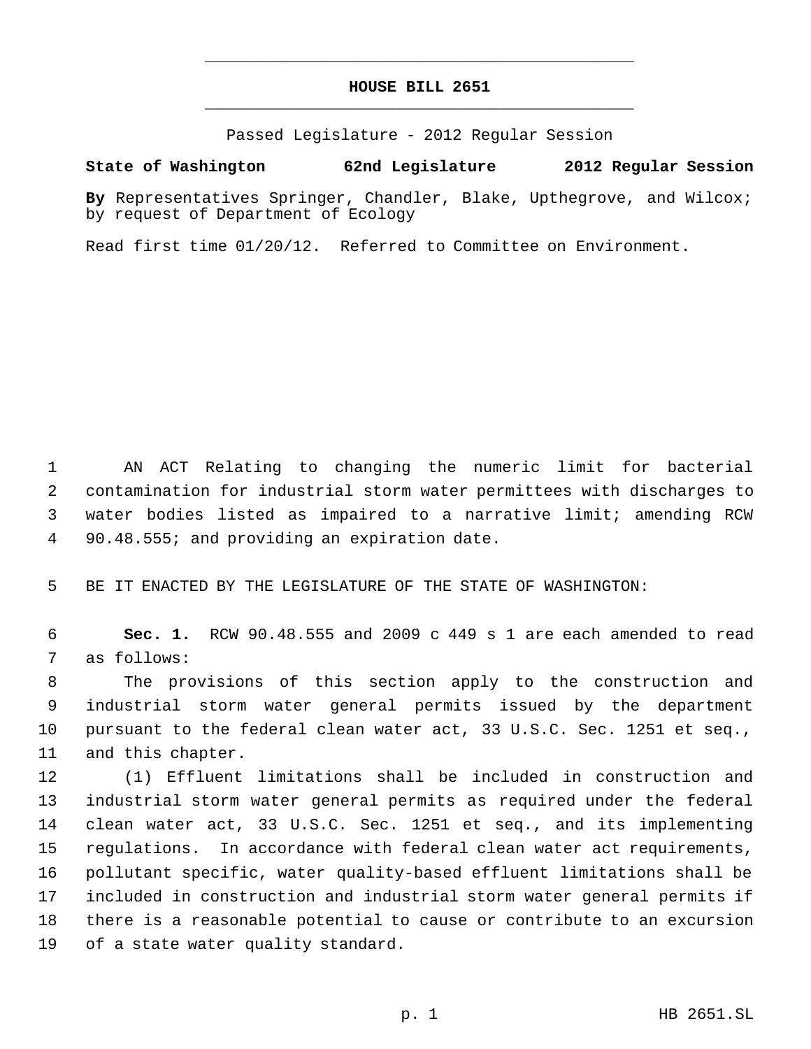# HOUSE BILL 2651

Passed Legislature - 2012 Regular Session

**State of Washington 62nd Legislature 2012 Regular Session**

**By** Representatives Springer, Chandler, Blake, Upthegrove, and Wilcox; by request of Department of Ecology

Read first time 01/20/12. Referred to Committee on Environment.

AN ACT Relating to changing the numeric limit for bacterial contamination for industrial storm water permittees with discharges to water bodies listed as impaired to a narrative limit; amending RCW 90.48.555; and providing an expiration date.

BE IT ENACTED BY THE LEGISLATURE OF THE STATE OF WASHINGTON:

**Sec. 1.** RCW 90.48.555 and 2009 c 449 s 1 are each amended to read as follows:

The provisions of this section apply to the construction and industrial storm water general permits issued by the department pursuant to the federal clean water act, 33 U.S.C. Sec. 1251 et seq., and this chapter.

(1) Effluent limitations shall be included in construction and industrial storm water general permits as required under the federal clean water act, 33 U.S.C. Sec. 1251 et seq., and its implementing regulations. In accordance with federal clean water act requirements, pollutant specific, water quality-based effluent limitations shall be included in construction and industrial storm water general permits if there is a reasonable potential to cause or contribute to an excursion of a state water quality standard.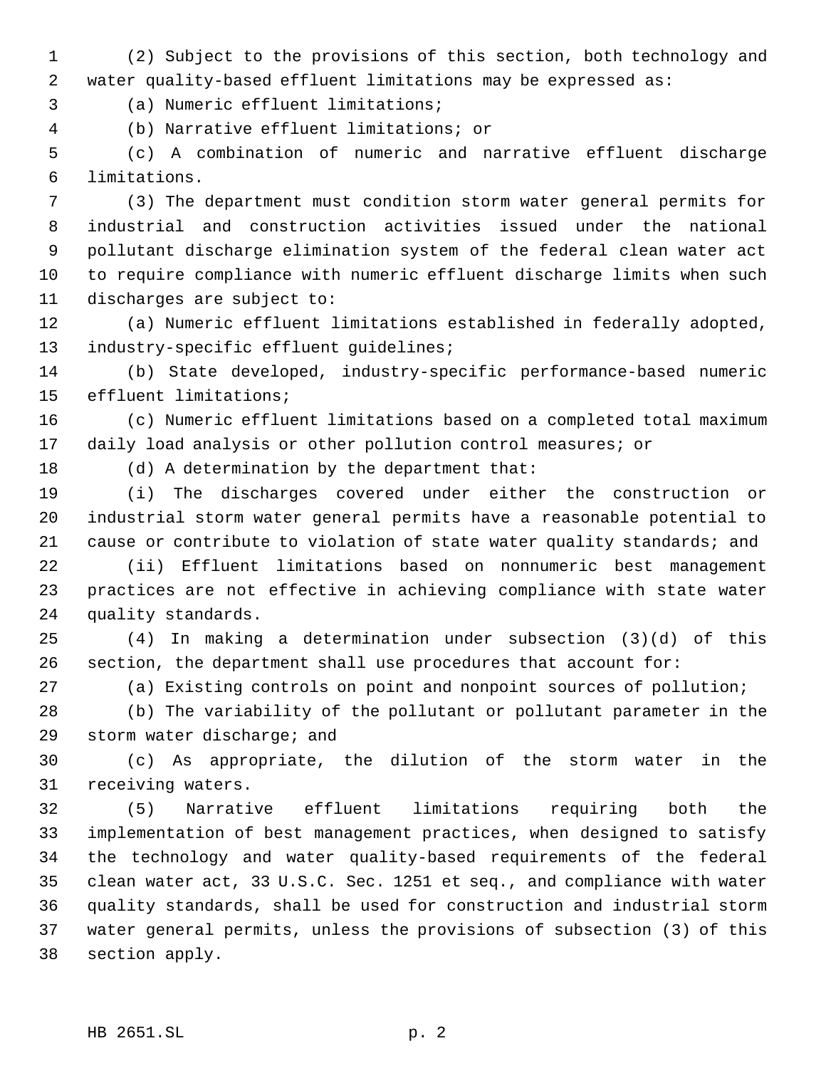(2) Subject to the provisions of this section, both technology and water quality-based effluent limitations may be expressed as:

(a) Numeric effluent limitations;

(b) Narrative effluent limitations; or

(c) A combination of numeric and narrative effluent discharge limitations.

(3) The department must condition storm water general permits for industrial and construction activities issued under the national pollutant discharge elimination system of the federal clean water act to require compliance with numeric effluent discharge limits when such discharges are subject to:

(a) Numeric effluent limitations established in federally adopted, industry-specific effluent guidelines;

(b) State developed, industry-specific performance-based numeric effluent limitations;

(c) Numeric effluent limitations based on a completed total maximum daily load analysis or other pollution control measures; or

(d) A determination by the department that:

(i) The discharges covered under either the construction or industrial storm water general permits have a reasonable potential to cause or contribute to violation of state water quality standards; and

(ii) Effluent limitations based on nonnumeric best management practices are not effective in achieving compliance with state water quality standards.

(4) In making a determination under subsection (3)(d) of this section, the department shall use procedures that account for:

(a) Existing controls on point and nonpoint sources of pollution;

(b) The variability of the pollutant or pollutant parameter in the storm water discharge; and

(c) As appropriate, the dilution of the storm water in the receiving waters.

(5) Narrative effluent limitations requiring both the implementation of best management practices, when designed to satisfy the technology and water quality-based requirements of the federal clean water act, 33 U.S.C. Sec. 1251 et seq., and compliance with water quality standards, shall be used for construction and industrial storm water general permits, unless the provisions of subsection (3) of this section apply.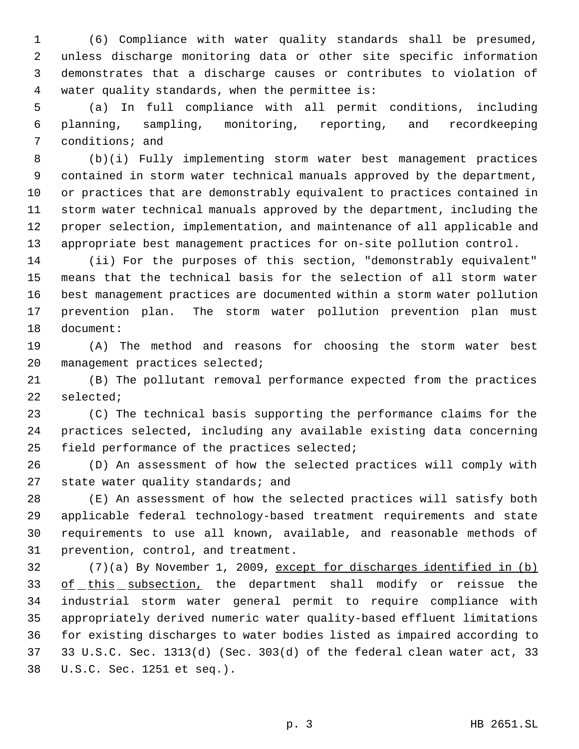(6) Compliance with water quality standards shall be presumed, unless discharge monitoring data or other site specific information demonstrates that a discharge causes or contributes to violation of water quality standards, when the permittee is:

(a) In full compliance with all permit conditions, including planning, sampling, monitoring, reporting, and recordkeeping conditions; and

(b)(i) Fully implementing storm water best management practices contained in storm water technical manuals approved by the department, or practices that are demonstrably equivalent to practices contained in storm water technical manuals approved by the department, including the proper selection, implementation, and maintenance of all applicable and appropriate best management practices for on-site pollution control.

(ii) For the purposes of this section, "demonstrably equivalent" means that the technical basis for the selection of all storm water best management practices are documented within a storm water pollution prevention plan. The storm water pollution prevention plan must document:

(A) The method and reasons for choosing the storm water best management practices selected;

(B) The pollutant removal performance expected from the practices selected;

(C) The technical basis supporting the performance claims for the practices selected, including any available existing data concerning field performance of the practices selected;

(D) An assessment of how the selected practices will comply with state water quality standards; and

(E) An assessment of how the selected practices will satisfy both applicable federal technology-based treatment requirements and state requirements to use all known, available, and reasonable methods of prevention, control, and treatment.

(7)(a) By November 1, 2009, <u>except for discharges identified in (b) of this subsection,</u> the department shall modify or reissue the industrial storm water general permit to require compliance with appropriately derived numeric water quality-based effluent limitations for existing discharges to water bodies listed as impaired according to 33 U.S.C. Sec. 1313(d) (Sec. 303(d) of the federal clean water act, 33 U.S.C. Sec. 1251 et seq.).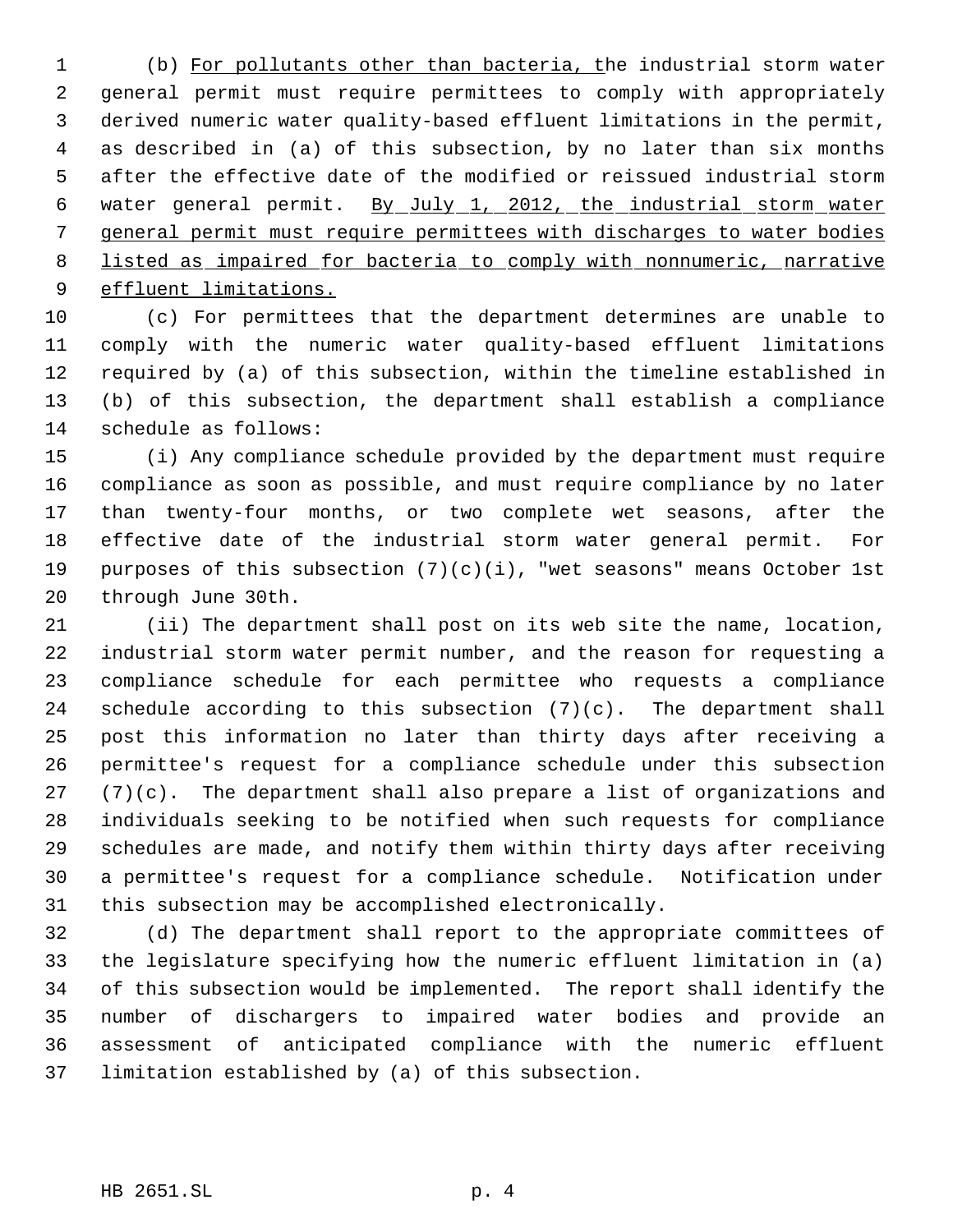(b) For pollutants other than bacteria, the industrial storm water general permit must require permittees to comply with appropriately derived numeric water quality-based effluent limitations in the permit, as described in (a) of this subsection, by no later than six months after the effective date of the modified or reissued industrial storm water general permit. By July 1, 2012, the industrial storm water general permit must require permittees with discharges to water bodies listed as impaired for bacteria to comply with nonnumeric, narrative effluent limitations.

(c) For permittees that the department determines are unable to comply with the numeric water quality-based effluent limitations required by (a) of this subsection, within the timeline established in (b) of this subsection, the department shall establish a compliance schedule as follows:

(i) Any compliance schedule provided by the department must require compliance as soon as possible, and must require compliance by no later than twenty-four months, or two complete wet seasons, after the effective date of the industrial storm water general permit. For purposes of this subsection (7)(c)(i), "wet seasons" means October 1st through June 30th.

(ii) The department shall post on its web site the name, location, industrial storm water permit number, and the reason for requesting a compliance schedule for each permittee who requests a compliance schedule according to this subsection (7)(c). The department shall post this information no later than thirty days after receiving a permittee's request for a compliance schedule under this subsection (7)(c). The department shall also prepare a list of organizations and individuals seeking to be notified when such requests for compliance schedules are made, and notify them within thirty days after receiving a permittee's request for a compliance schedule. Notification under this subsection may be accomplished electronically.

(d) The department shall report to the appropriate committees of the legislature specifying how the numeric effluent limitation in (a) of this subsection would be implemented. The report shall identify the number of dischargers to impaired water bodies and provide an assessment of anticipated compliance with the numeric effluent limitation established by (a) of this subsection.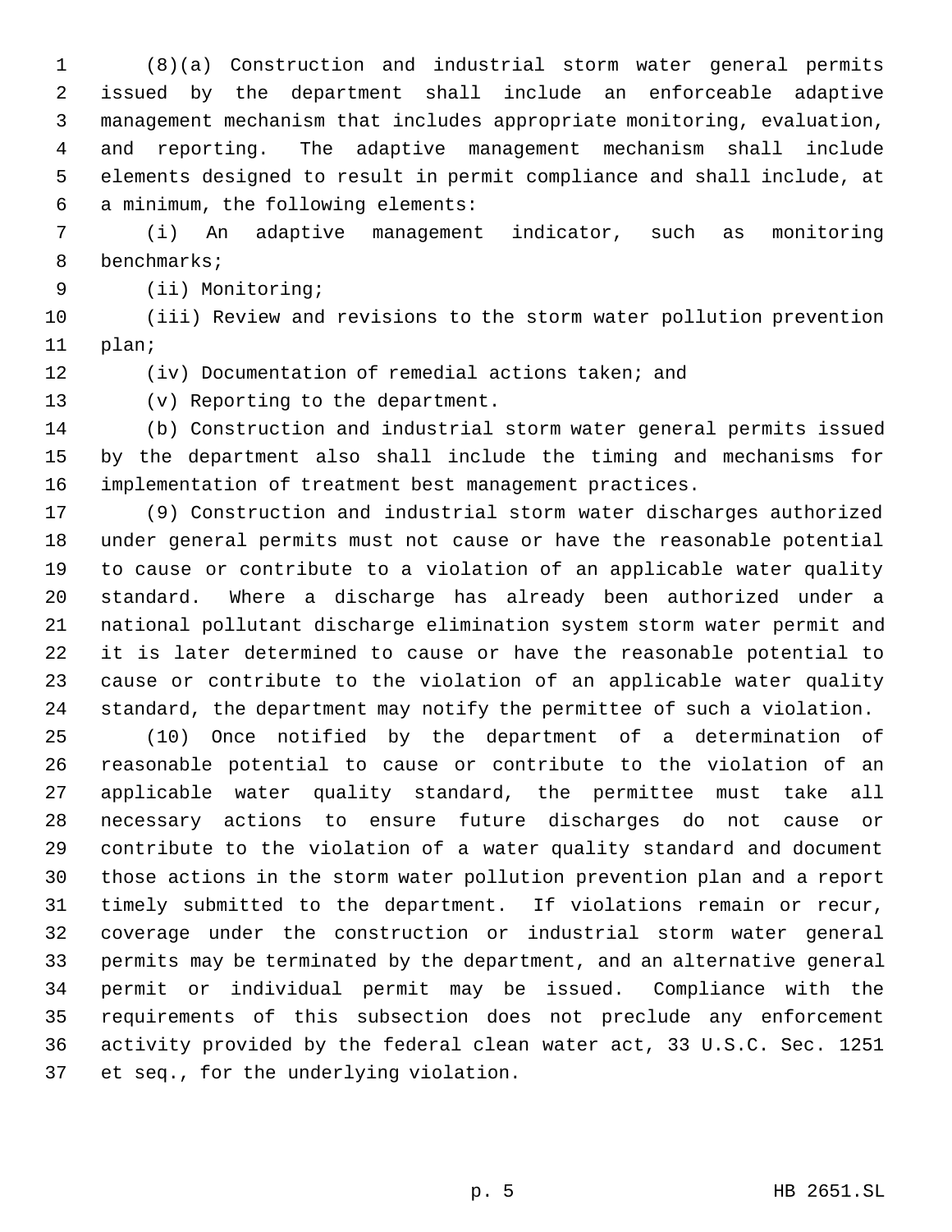(8)(a) Construction and industrial storm water general permits issued by the department shall include an enforceable adaptive management mechanism that includes appropriate monitoring, evaluation, and reporting. The adaptive management mechanism shall include elements designed to result in permit compliance and shall include, at a minimum, the following elements:

(i) An adaptive management indicator, such as monitoring benchmarks;

(ii) Monitoring;

(iii) Review and revisions to the storm water pollution prevention plan;

(iv) Documentation of remedial actions taken; and

(v) Reporting to the department.

(b) Construction and industrial storm water general permits issued by the department also shall include the timing and mechanisms for implementation of treatment best management practices.

(9) Construction and industrial storm water discharges authorized under general permits must not cause or have the reasonable potential to cause or contribute to a violation of an applicable water quality standard. Where a discharge has already been authorized under a national pollutant discharge elimination system storm water permit and it is later determined to cause or have the reasonable potential to cause or contribute to the violation of an applicable water quality standard, the department may notify the permittee of such a violation.

(10) Once notified by the department of a determination of reasonable potential to cause or contribute to the violation of an applicable water quality standard, the permittee must take all necessary actions to ensure future discharges do not cause or contribute to the violation of a water quality standard and document those actions in the storm water pollution prevention plan and a report timely submitted to the department. If violations remain or recur, coverage under the construction or industrial storm water general permits may be terminated by the department, and an alternative general permit or individual permit may be issued. Compliance with the requirements of this subsection does not preclude any enforcement activity provided by the federal clean water act, 33 U.S.C. Sec. 1251 et seq., for the underlying violation.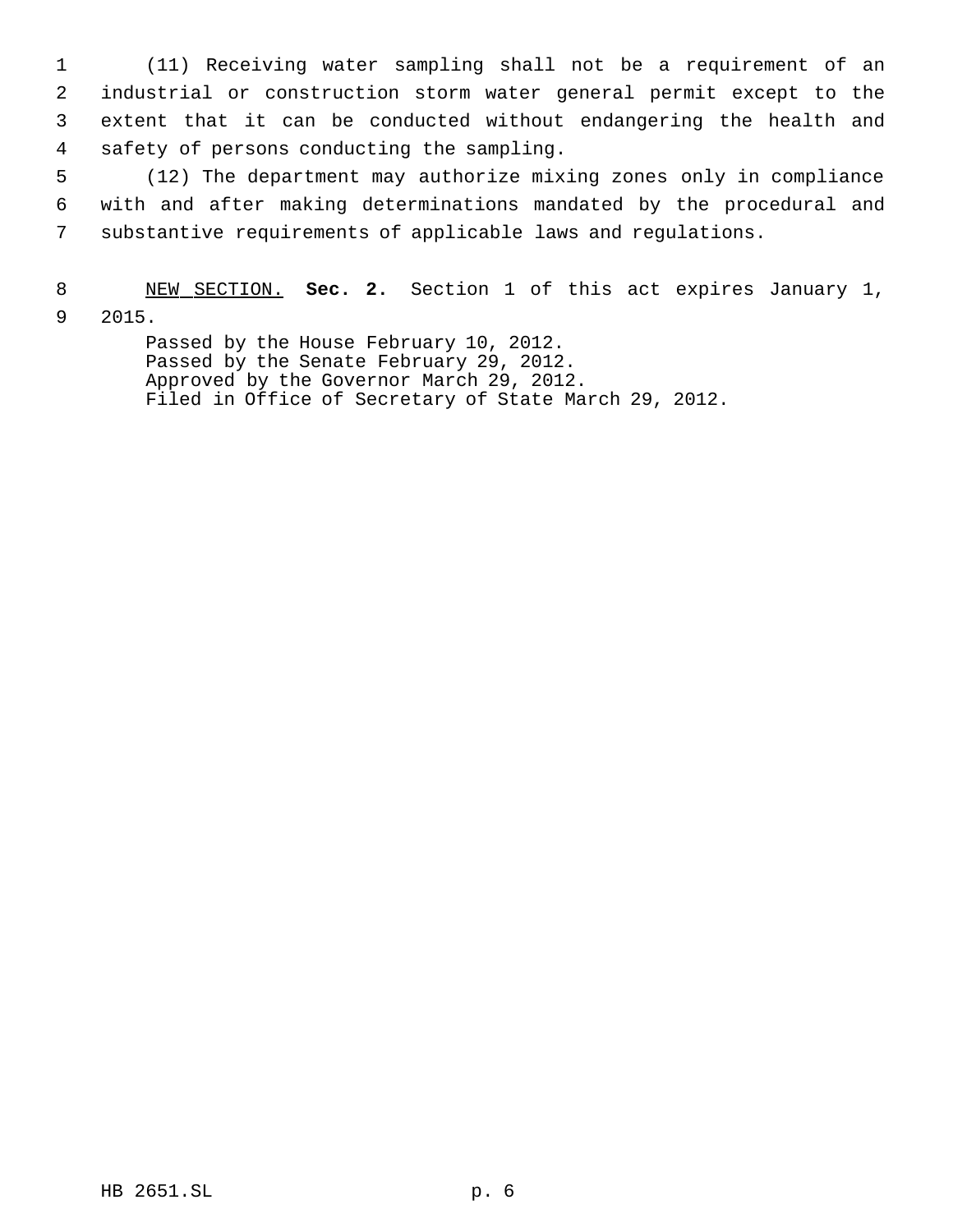(11) Receiving water sampling shall not be a requirement of an industrial or construction storm water general permit except to the extent that it can be conducted without endangering the health and safety of persons conducting the sampling.

(12) The department may authorize mixing zones only in compliance with and after making determinations mandated by the procedural and substantive requirements of applicable laws and regulations.

NEW SECTION. **Sec. 2.** Section 1 of this act expires January 1, 2015.

Passed by the House February 10, 2012.
Passed by the Senate February 29, 2012.
Approved by the Governor March 29, 2012.
Filed in Office of Secretary of State March 29, 2012.